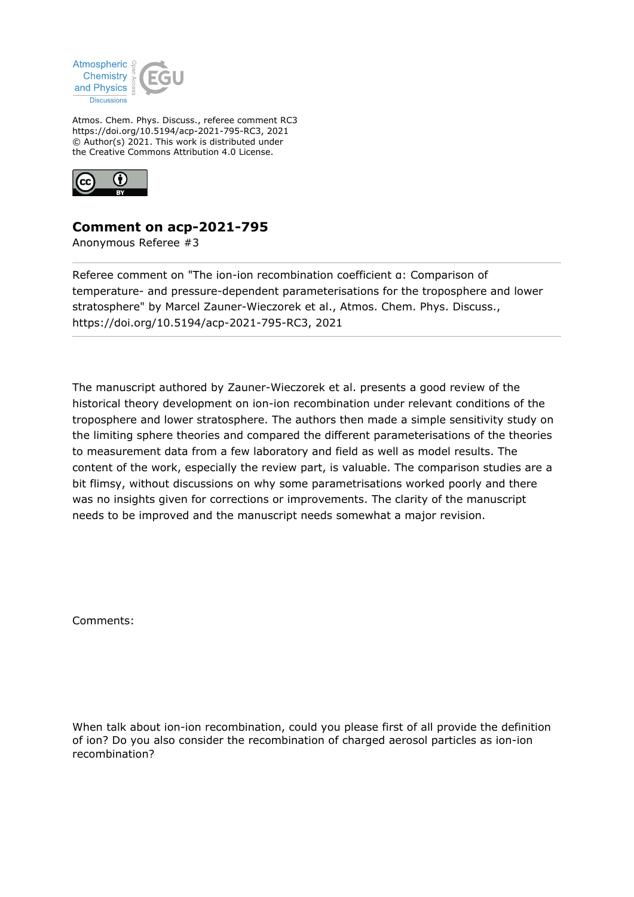Atmos. Chem. Phys. Discuss., referee comment RC3
https://doi.org/10.5194/acp-2021-795-RC3, 2021
© Author(s) 2021. This work is distributed under
the Creative Commons Attribution 4.0 License.

# Comment on acp-2021-795

Anonymous Referee #3

Referee comment on "The ion-ion recombination coefficient α: Comparison of temperature- and pressure-dependent parameterisations for the troposphere and lower stratosphere" by Marcel Zauner-Wieczorek et al., Atmos. Chem. Phys. Discuss., https://doi.org/10.5194/acp-2021-795-RC3, 2021

The manuscript authored by Zauner-Wieczorek et al. presents a good review of the historical theory development on ion-ion recombination under relevant conditions of the troposphere and lower stratosphere. The authors then made a simple sensitivity study on the limiting sphere theories and compared the different parameterisations of the theories to measurement data from a few laboratory and field as well as model results. The content of the work, especially the review part, is valuable. The comparison studies are a bit flimsy, without discussions on why some parametrisations worked poorly and there was no insights given for corrections or improvements. The clarity of the manuscript needs to be improved and the manuscript needs somewhat a major revision.

Comments:

When talk about ion-ion recombination, could you please first of all provide the definition of ion? Do you also consider the recombination of charged aerosol particles as ion-ion recombination?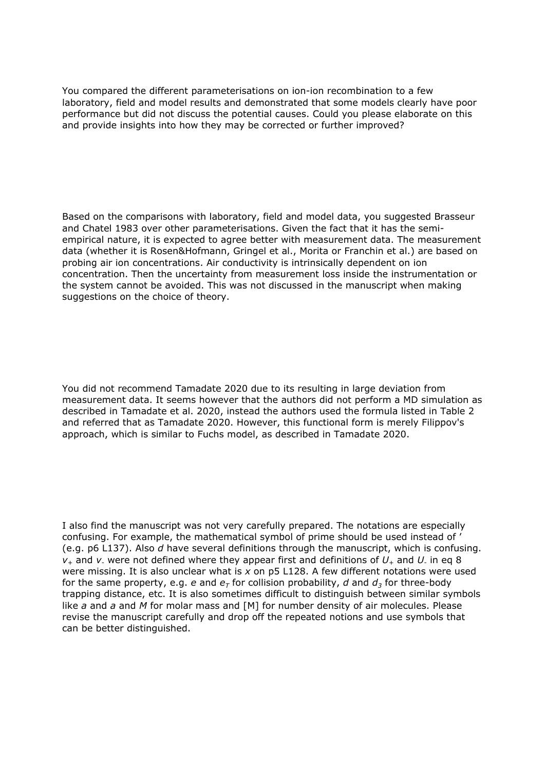You compared the different parameterisations on ion-ion recombination to a few laboratory, field and model results and demonstrated that some models clearly have poor performance but did not discuss the potential causes. Could you please elaborate on this and provide insights into how they may be corrected or further improved?

Based on the comparisons with laboratory, field and model data, you suggested Brasseur and Chatel 1983 over other parameterisations. Given the fact that it has the semi-empirical nature, it is expected to agree better with measurement data. The measurement data (whether it is Rosen&Hofmann, Gringel et al., Morita or Franchin et al.) are based on probing air ion concentrations. Air conductivity is intrinsically dependent on ion concentration. Then the uncertainty from measurement loss inside the instrumentation or the system cannot be avoided. This was not discussed in the manuscript when making suggestions on the choice of theory.

You did not recommend Tamadate 2020 due to its resulting in large deviation from measurement data. It seems however that the authors did not perform a MD simulation as described in Tamadate et al. 2020, instead the authors used the formula listed in Table 2 and referred that as Tamadate 2020. However, this functional form is merely Filippov's approach, which is similar to Fuchs model, as described in Tamadate 2020.

I also find the manuscript was not very carefully prepared. The notations are especially confusing. For example, the mathematical symbol of prime should be used instead of ' (e.g. p6 L137). Also *d* have several definitions through the manuscript, which is confusing. $v_+$ and $v_-$ were not defined where they appear first and definitions of $U_+$ and $U_-$ in eq 8 were missing. It is also unclear what is *x* on p5 L128. A few different notations were used for the same property, e.g. *e* and $e_T$ for collision probability, *d* and $d_3$ for three-body trapping distance, etc. It is also sometimes difficult to distinguish between similar symbols like *a* and *a* and *M* for molar mass and [M] for number density of air molecules. Please revise the manuscript carefully and drop off the repeated notions and use symbols that can be better distinguished.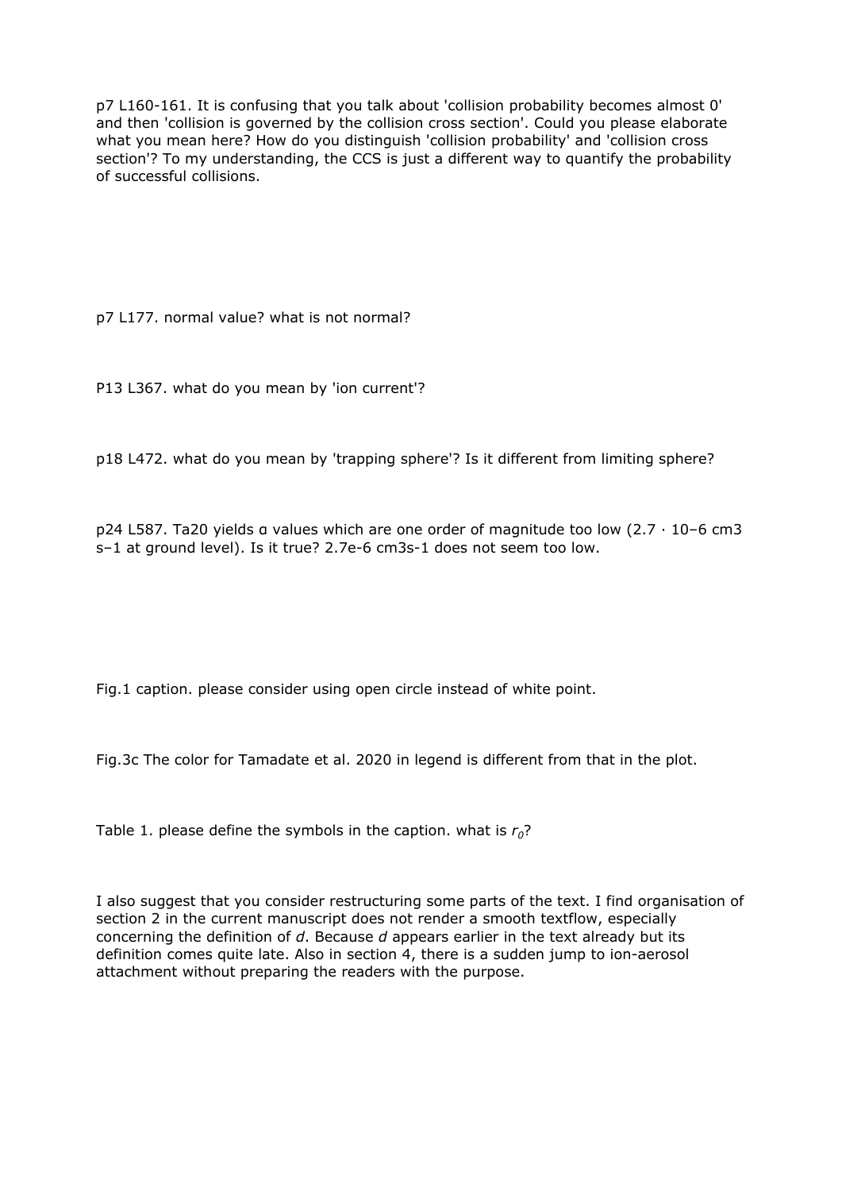p7 L160-161. It is confusing that you talk about 'collision probability becomes almost 0' and then 'collision is governed by the collision cross section'. Could you please elaborate what you mean here? How do you distinguish 'collision probability' and 'collision cross section'? To my understanding, the CCS is just a different way to quantify the probability of successful collisions.

p7 L177. normal value? what is not normal?

P13 L367. what do you mean by 'ion current'?

p18 L472. what do you mean by 'trapping sphere'? Is it different from limiting sphere?

p24 L587. Ta20 yields α values which are one order of magnitude too low ($2.7 \cdot 10^{-6}$ cm3 s–1 at ground level). Is it true? 2.7e-6 cm3s-1 does not seem too low.

Fig.1 caption. please consider using open circle instead of white point.

Fig.3c The color for Tamadate et al. 2020 in legend is different from that in the plot.

Table 1. please define the symbols in the caption. what is $r_0$?

I also suggest that you consider restructuring some parts of the text. I find organisation of section 2 in the current manuscript does not render a smooth textflow, especially concerning the definition of *d*. Because *d* appears earlier in the text already but its definition comes quite late. Also in section 4, there is a sudden jump to ion-aerosol attachment without preparing the readers with the purpose.